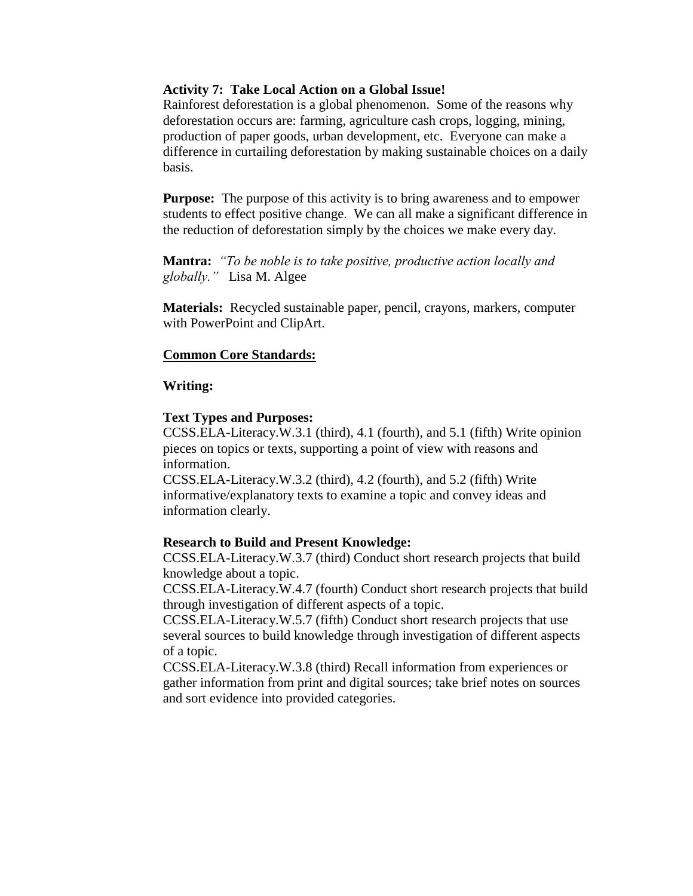**Activity 7: Take Local Action on a Global Issue!**
Rainforest deforestation is a global phenomenon. Some of the reasons why deforestation occurs are: farming, agriculture cash crops, logging, mining, production of paper goods, urban development, etc. Everyone can make a difference in curtailing deforestation by making sustainable choices on a daily basis.

**Purpose:** The purpose of this activity is to bring awareness and to empower students to effect positive change. We can all make a significant difference in the reduction of deforestation simply by the choices we make every day.

**Mantra:** *"To be noble is to take positive, productive action locally and globally."* Lisa M. Algee

**Materials:** Recycled sustainable paper, pencil, crayons, markers, computer with PowerPoint and ClipArt.

**Common Core Standards:**

**Writing:**

**Text Types and Purposes:**
CCSS.ELA-Literacy.W.3.1 (third), 4.1 (fourth), and 5.1 (fifth) Write opinion pieces on topics or texts, supporting a point of view with reasons and information.
CCSS.ELA-Literacy.W.3.2 (third), 4.2 (fourth), and 5.2 (fifth) Write informative/explanatory texts to examine a topic and convey ideas and information clearly.

**Research to Build and Present Knowledge:**
CCSS.ELA-Literacy.W.3.7 (third) Conduct short research projects that build knowledge about a topic.
CCSS.ELA-Literacy.W.4.7 (fourth) Conduct short research projects that build through investigation of different aspects of a topic.
CCSS.ELA-Literacy.W.5.7 (fifth) Conduct short research projects that use several sources to build knowledge through investigation of different aspects of a topic.
CCSS.ELA-Literacy.W.3.8 (third) Recall information from experiences or gather information from print and digital sources; take brief notes on sources and sort evidence into provided categories.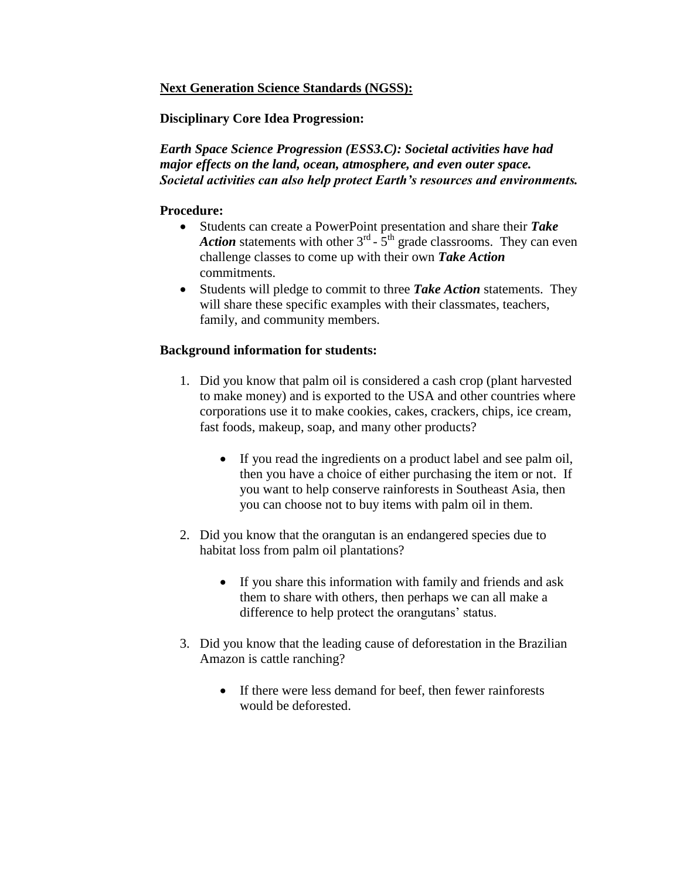**<u>Next Generation Science Standards (NGSS):</u>**

**Disciplinary Core Idea Progression:**

***Earth Space Science Progression (ESS3.C): Societal activities have had major effects on the land, ocean, atmosphere, and even outer space. Societal activities can also help protect Earth's resources and environments.***

**Procedure:**

- Students can create a PowerPoint presentation and share their ***Take Action*** statements with other 3rd - 5th grade classrooms. They can even challenge classes to come up with their own ***Take Action*** commitments.
- Students will pledge to commit to three ***Take Action*** statements. They will share these specific examples with their classmates, teachers, family, and community members.

**Background information for students:**

1. Did you know that palm oil is considered a cash crop (plant harvested to make money) and is exported to the USA and other countries where corporations use it to make cookies, cakes, crackers, chips, ice cream, fast foods, makeup, soap, and many other products?

    - If you read the ingredients on a product label and see palm oil, then you have a choice of either purchasing the item or not. If you want to help conserve rainforests in Southeast Asia, then you can choose not to buy items with palm oil in them.

2. Did you know that the orangutan is an endangered species due to habitat loss from palm oil plantations?

    - If you share this information with family and friends and ask them to share with others, then perhaps we can all make a difference to help protect the orangutans' status.

3. Did you know that the leading cause of deforestation in the Brazilian Amazon is cattle ranching?

    - If there were less demand for beef, then fewer rainforests would be deforested.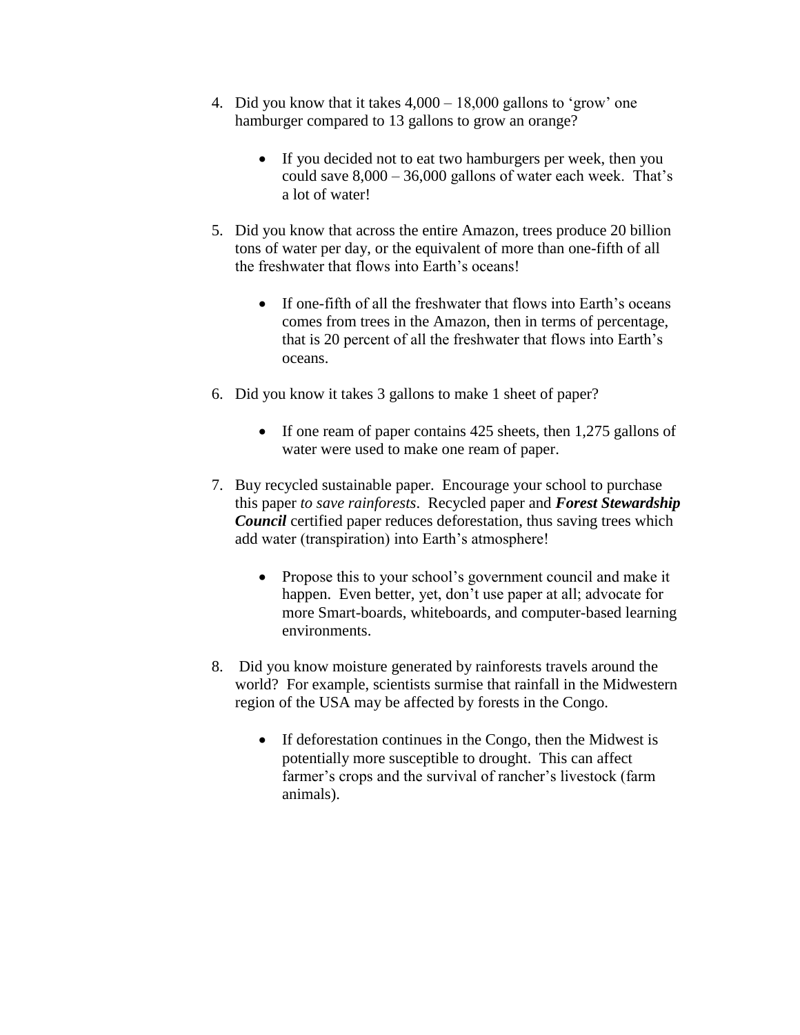4. Did you know that it takes 4,000 – 18,000 gallons to 'grow' one hamburger compared to 13 gallons to grow an orange?

   - If you decided not to eat two hamburgers per week, then you could save 8,000 – 36,000 gallons of water each week. That's a lot of water!

5. Did you know that across the entire Amazon, trees produce 20 billion tons of water per day, or the equivalent of more than one-fifth of all the freshwater that flows into Earth's oceans!

   - If one-fifth of all the freshwater that flows into Earth's oceans comes from trees in the Amazon, then in terms of percentage, that is 20 percent of all the freshwater that flows into Earth's oceans.

6. Did you know it takes 3 gallons to make 1 sheet of paper?

   - If one ream of paper contains 425 sheets, then 1,275 gallons of water were used to make one ream of paper.

7. Buy recycled sustainable paper. Encourage your school to purchase this paper *to save rainforests*. Recycled paper and ***Forest Stewardship Council*** certified paper reduces deforestation, thus saving trees which add water (transpiration) into Earth's atmosphere!

   - Propose this to your school's government council and make it happen. Even better, yet, don't use paper at all; advocate for more Smart-boards, whiteboards, and computer-based learning environments.

8. Did you know moisture generated by rainforests travels around the world? For example, scientists surmise that rainfall in the Midwestern region of the USA may be affected by forests in the Congo.

   - If deforestation continues in the Congo, then the Midwest is potentially more susceptible to drought. This can affect farmer's crops and the survival of rancher's livestock (farm animals).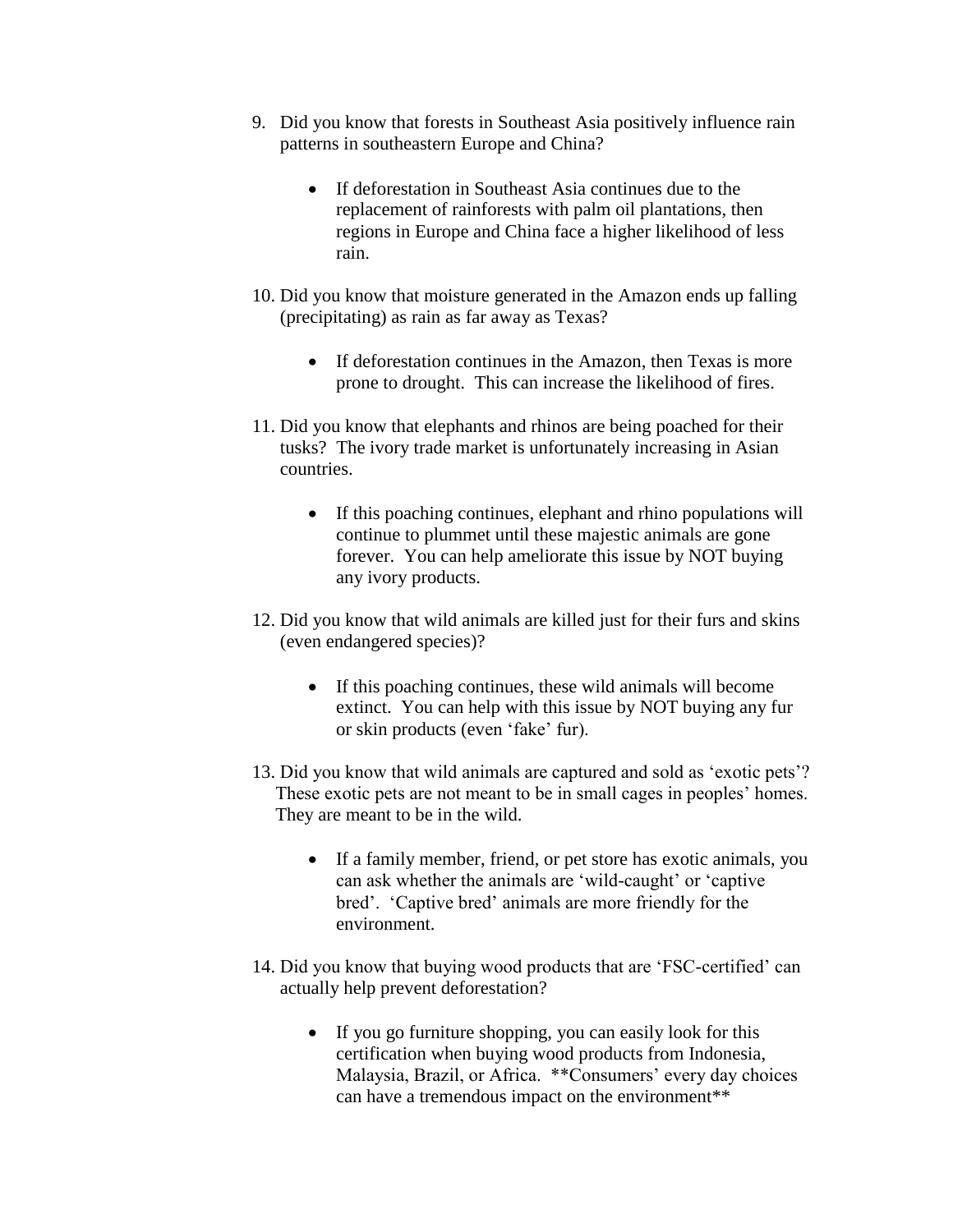9. Did you know that forests in Southeast Asia positively influence rain patterns in southeastern Europe and China?

    - If deforestation in Southeast Asia continues due to the replacement of rainforests with palm oil plantations, then regions in Europe and China face a higher likelihood of less rain.

10. Did you know that moisture generated in the Amazon ends up falling (precipitating) as rain as far away as Texas?

    - If deforestation continues in the Amazon, then Texas is more prone to drought. This can increase the likelihood of fires.

11. Did you know that elephants and rhinos are being poached for their tusks? The ivory trade market is unfortunately increasing in Asian countries.

    - If this poaching continues, elephant and rhino populations will continue to plummet until these majestic animals are gone forever. You can help ameliorate this issue by NOT buying any ivory products.

12. Did you know that wild animals are killed just for their furs and skins (even endangered species)?

    - If this poaching continues, these wild animals will become extinct. You can help with this issue by NOT buying any fur or skin products (even 'fake' fur).

13. Did you know that wild animals are captured and sold as 'exotic pets'? These exotic pets are not meant to be in small cages in peoples' homes. They are meant to be in the wild.

    - If a family member, friend, or pet store has exotic animals, you can ask whether the animals are 'wild-caught' or 'captive bred'. 'Captive bred' animals are more friendly for the environment.

14. Did you know that buying wood products that are 'FSC-certified' can actually help prevent deforestation?

    - If you go furniture shopping, you can easily look for this certification when buying wood products from Indonesia, Malaysia, Brazil, or Africa. **Consumers' every day choices can have a tremendous impact on the environment**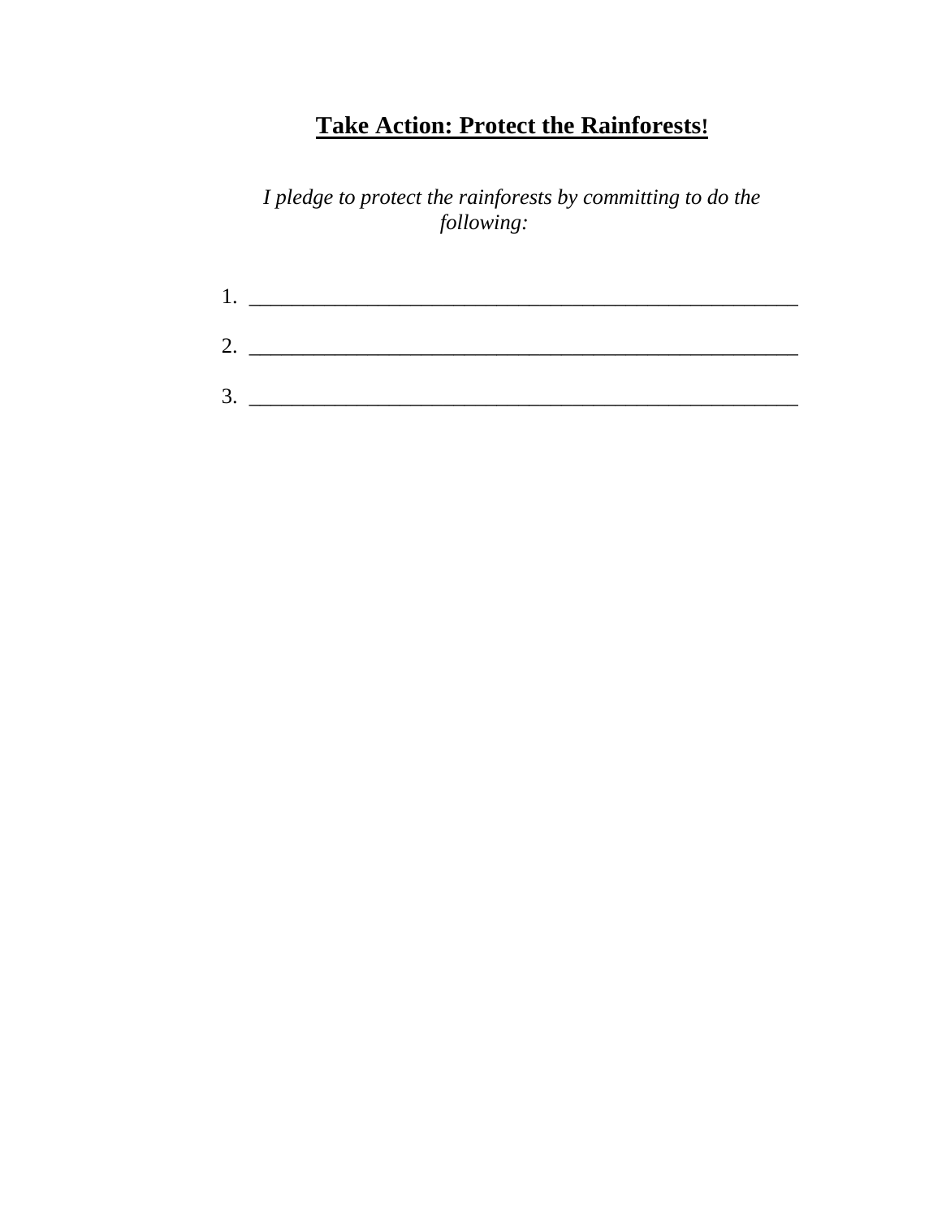# **Take Action: Protect the Rainforests!**

*I pledge to protect the rainforests by committing to do the following:*

1. ______________________________________________________

2. ______________________________________________________

3. ______________________________________________________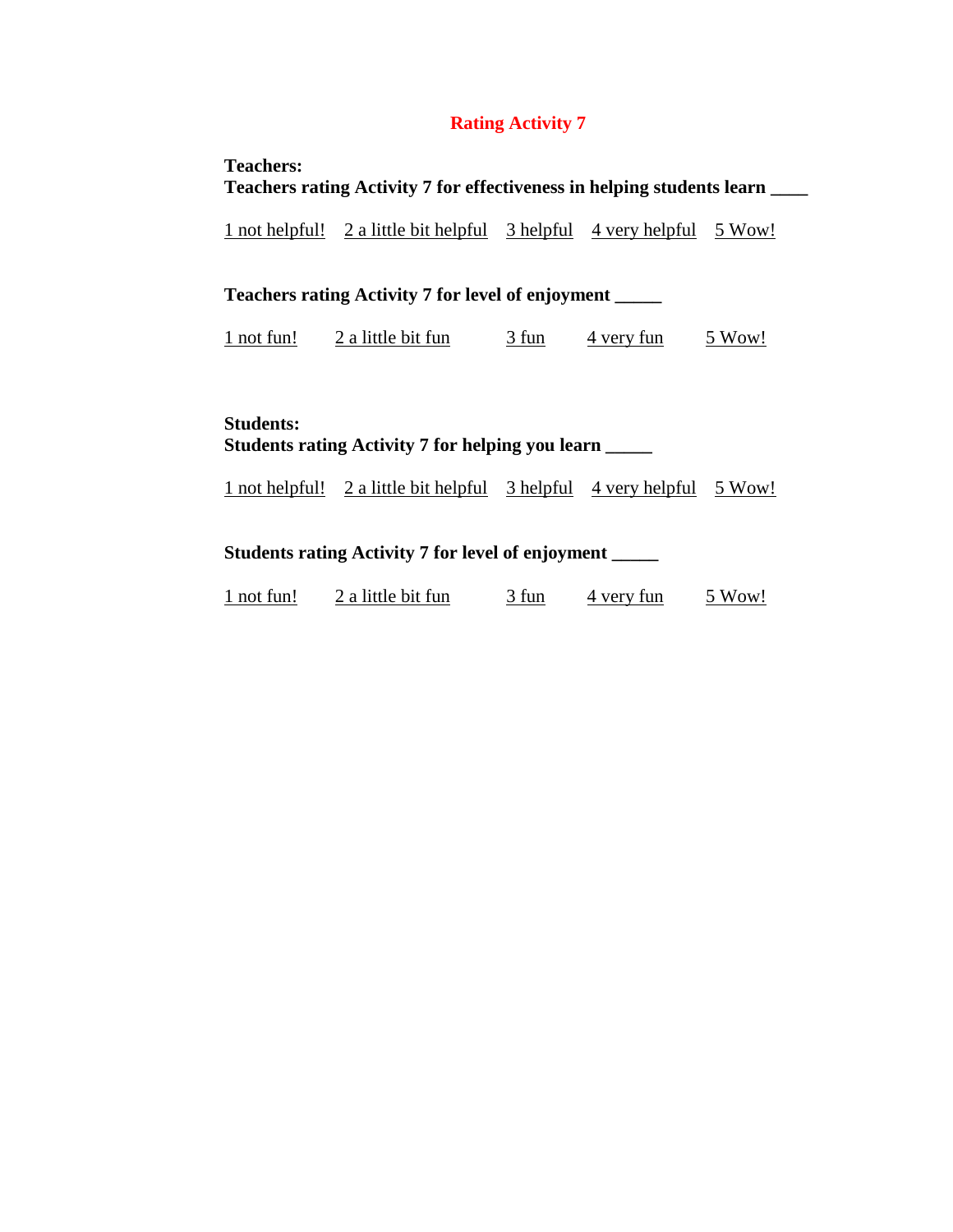# Rating Activity 7

**Teachers:**
**Teachers rating Activity 7 for effectiveness in helping students learn ____**

1 not helpful!  2 a little bit helpful  3 helpful  4 very helpful  5 Wow!

**Teachers rating Activity 7 for level of enjoyment _____**

1 not fun!  2 a little bit fun  3 fun  4 very fun  5 Wow!

**Students:**
**Students rating Activity 7 for helping you learn _____**

1 not helpful!  2 a little bit helpful  3 helpful  4 very helpful  5 Wow!

**Students rating Activity 7 for level of enjoyment _____**

1 not fun!  2 a little bit fun  3 fun  4 very fun  5 Wow!